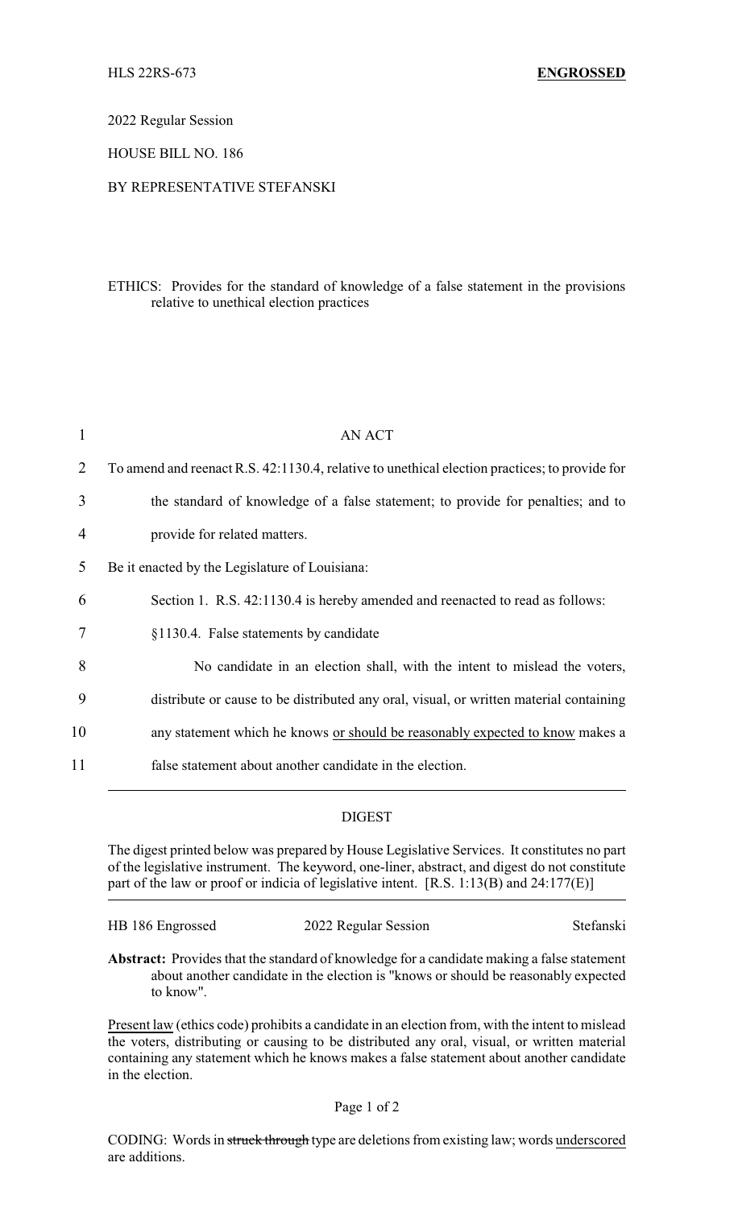HLS 22RS-673 **ENGROSSED**

2022 Regular Session

HOUSE BILL NO. 186

BY REPRESENTATIVE STEFANSKI

ETHICS: Provides for the standard of knowledge of a false statement in the provisions relative to unethical election practices

AN ACT

To amend and reenact R.S. 42:1130.4, relative to unethical election practices; to provide for the standard of knowledge of a false statement; to provide for penalties; and to provide for related matters.

Be it enacted by the Legislature of Louisiana:

Section 1. R.S. 42:1130.4 is hereby amended and reenacted to read as follows:

§1130.4. False statements by candidate

No candidate in an election shall, with the intent to mislead the voters, distribute or cause to be distributed any oral, visual, or written material containing any statement which he knows <u>or should be reasonably expected to know</u> makes a false statement about another candidate in the election.

---

DIGEST

The digest printed below was prepared by House Legislative Services. It constitutes no part of the legislative instrument. The keyword, one-liner, abstract, and digest do not constitute part of the law or proof or indicia of legislative intent. [R.S. 1:13(B) and 24:177(E)]

HB 186 Engrossed — 2022 Regular Session — Stefanski

**Abstract:** Provides that the standard of knowledge for a candidate making a false statement about another candidate in the election is "knows or should be reasonably expected to know".

<u>Present law</u> (ethics code) prohibits a candidate in an election from, with the intent to mislead the voters, distributing or causing to be distributed any oral, visual, or written material containing any statement which he knows makes a false statement about another candidate in the election.

CODING: Words in ~~struck through~~ type are deletions from existing law; words <u>underscored</u> are additions.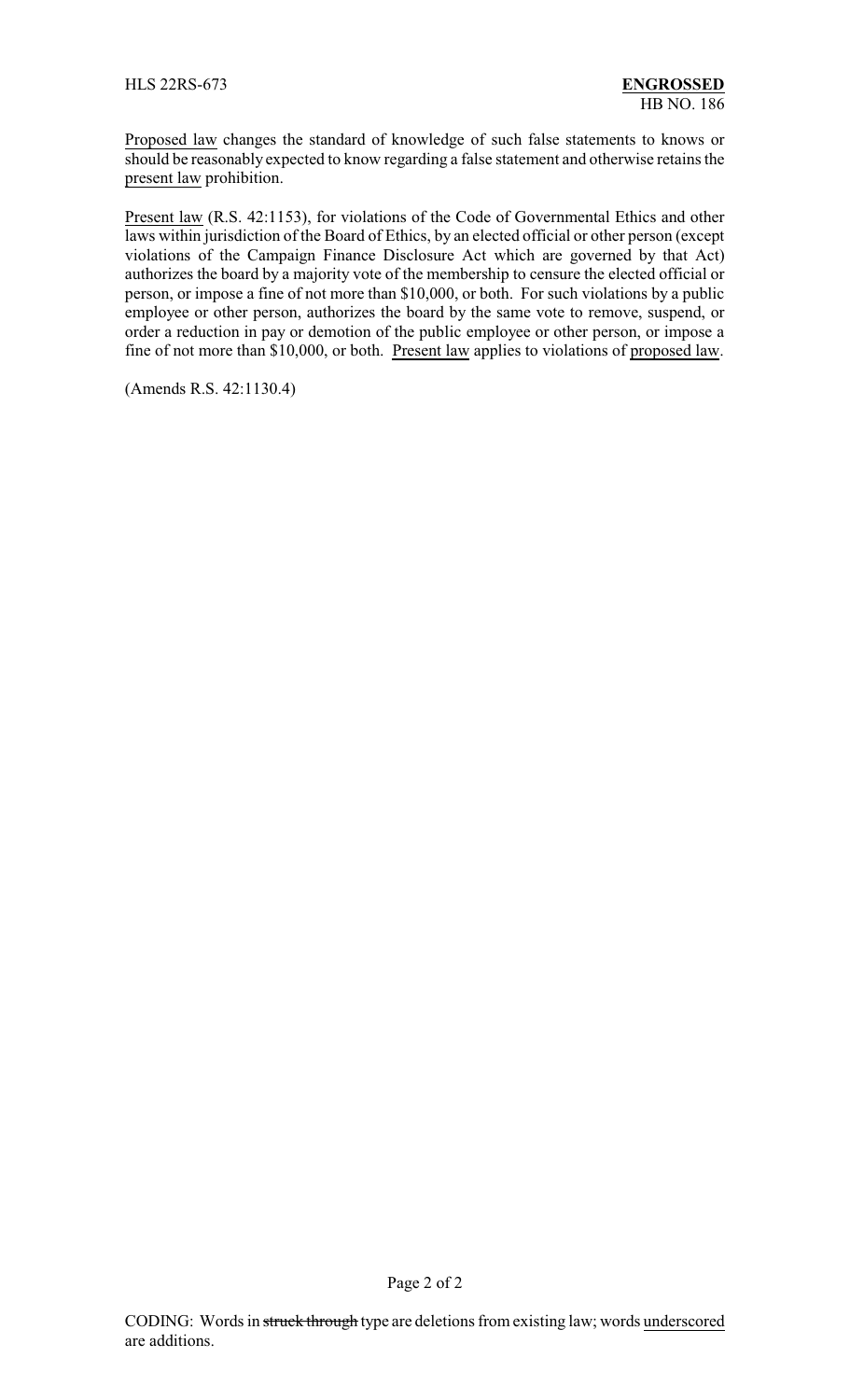Proposed law changes the standard of knowledge of such false statements to knows or should be reasonably expected to know regarding a false statement and otherwise retains the present law prohibition.

Present law (R.S. 42:1153), for violations of the Code of Governmental Ethics and other laws within jurisdiction of the Board of Ethics, by an elected official or other person (except violations of the Campaign Finance Disclosure Act which are governed by that Act) authorizes the board by a majority vote of the membership to censure the elected official or person, or impose a fine of not more than $10,000, or both. For such violations by a public employee or other person, authorizes the board by the same vote to remove, suspend, or order a reduction in pay or demotion of the public employee or other person, or impose a fine of not more than $10,000, or both. Present law applies to violations of proposed law.

(Amends R.S. 42:1130.4)

CODING: Words in ~~struck through~~ type are deletions from existing law; words underscored are additions.